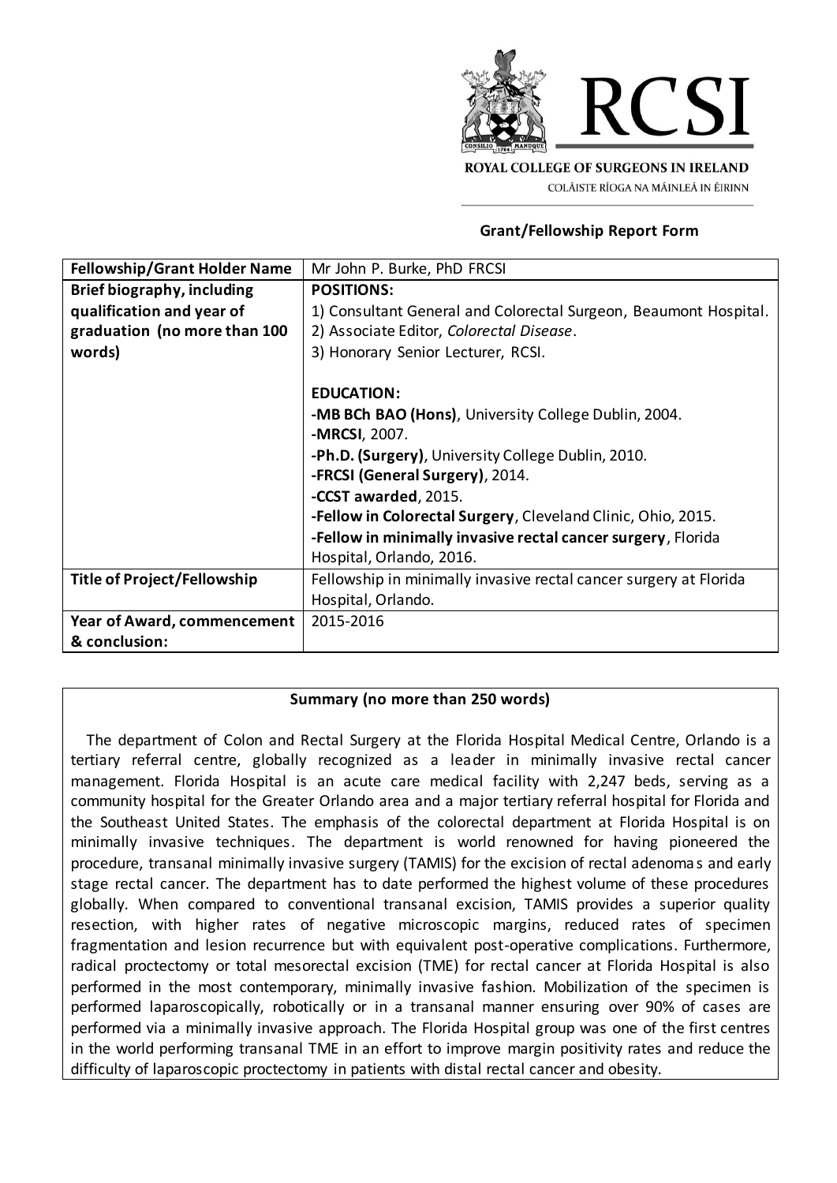ROYAL COLLEGE OF SURGEONS IN IRELAND

COLÁISTE RÍOGA NA MÁINLEÁ IN ÉIRINN

## Grant/Fellowship Report Form

| **Fellowship/Grant Holder Name** | Mr John P. Burke, PhD FRCSI |
|---|---|
| **Brief biography, including qualification and year of graduation (no more than 100 words)** | **POSITIONS:**<br>1) Consultant General and Colorectal Surgeon, Beaumont Hospital.<br>2) Associate Editor, *Colorectal Disease*.<br>3) Honorary Senior Lecturer, RCSI.<br><br>**EDUCATION:**<br>**-MB BCh BAO (Hons)**, University College Dublin, 2004.<br>**-MRCSI**, 2007.<br>**-Ph.D. (Surgery)**, University College Dublin, 2010.<br>**-FRCSI (General Surgery)**, 2014.<br>**-CCST awarded**, 2015.<br>**-Fellow in Colorectal Surgery**, Cleveland Clinic, Ohio, 2015.<br>**-Fellow in minimally invasive rectal cancer surgery**, Florida Hospital, Orlando, 2016. |
| **Title of Project/Fellowship** | Fellowship in minimally invasive rectal cancer surgery at Florida Hospital, Orlando. |
| **Year of Award, commencement & conclusion:** | 2015-2016 |

### Summary (no more than 250 words)

The department of Colon and Rectal Surgery at the Florida Hospital Medical Centre, Orlando is a tertiary referral centre, globally recognized as a leader in minimally invasive rectal cancer management. Florida Hospital is an acute care medical facility with 2,247 beds, serving as a community hospital for the Greater Orlando area and a major tertiary referral hospital for Florida and the Southeast United States. The emphasis of the colorectal department at Florida Hospital is on minimally invasive techniques. The department is world renowned for having pioneered the procedure, transanal minimally invasive surgery (TAMIS) for the excision of rectal adenomas and early stage rectal cancer. The department has to date performed the highest volume of these procedures globally. When compared to conventional transanal excision, TAMIS provides a superior quality resection, with higher rates of negative microscopic margins, reduced rates of specimen fragmentation and lesion recurrence but with equivalent post-operative complications. Furthermore, radical proctectomy or total mesorectal excision (TME) for rectal cancer at Florida Hospital is also performed in the most contemporary, minimally invasive fashion. Mobilization of the specimen is performed laparoscopically, robotically or in a transanal manner ensuring over 90% of cases are performed via a minimally invasive approach. The Florida Hospital group was one of the first centres in the world performing transanal TME in an effort to improve margin positivity rates and reduce the difficulty of laparoscopic proctectomy in patients with distal rectal cancer and obesity.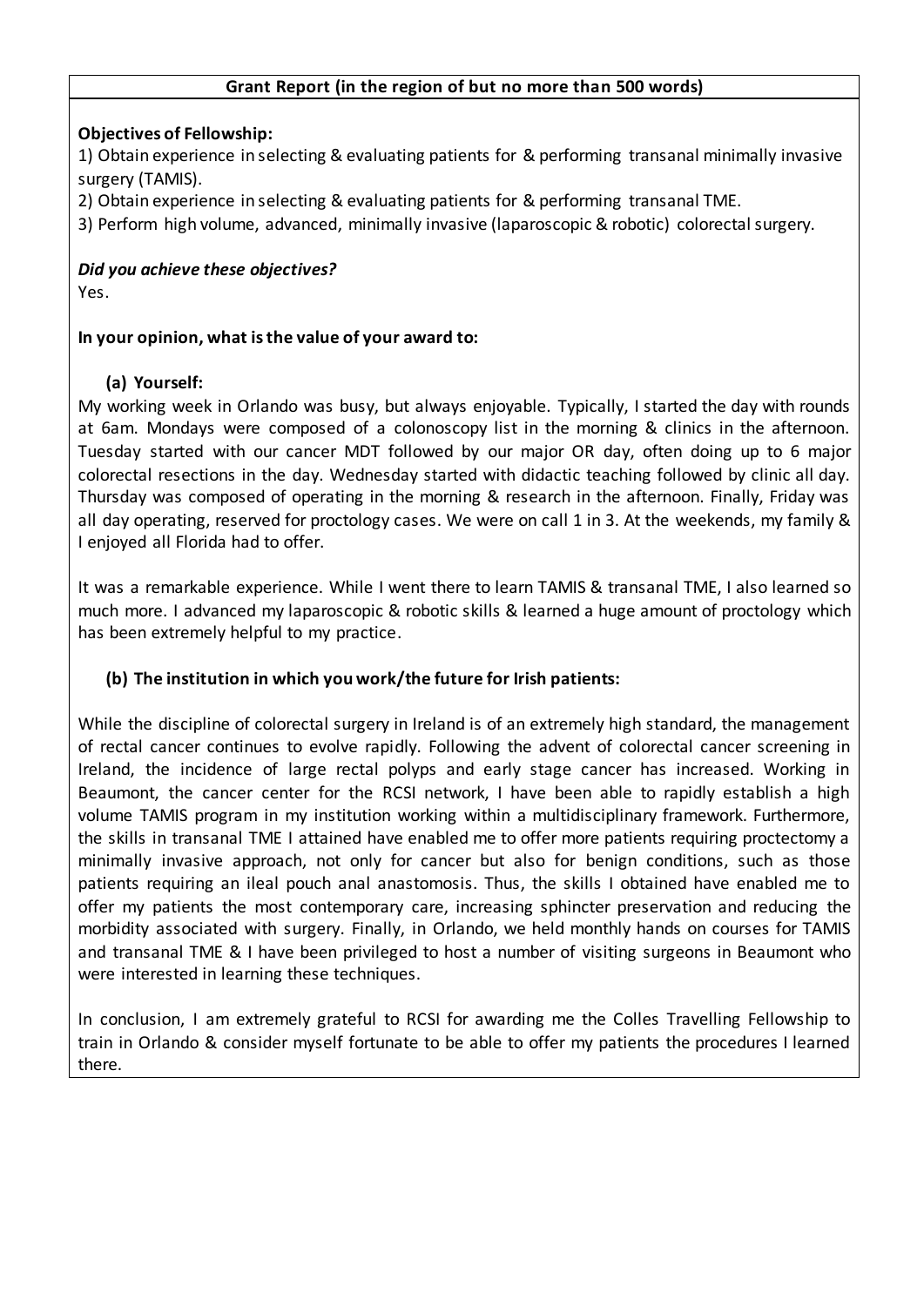## Grant Report (in the region of but no more than 500 words)

**Objectives of Fellowship:**

1) Obtain experience in selecting & evaluating patients for & performing transanal minimally invasive surgery (TAMIS).
2) Obtain experience in selecting & evaluating patients for & performing transanal TME.
3) Perform high volume, advanced, minimally invasive (laparoscopic & robotic) colorectal surgery.

***Did you achieve these objectives?***

Yes.

**In your opinion, what is the value of your award to:**

**(a) Yourself:**

My working week in Orlando was busy, but always enjoyable. Typically, I started the day with rounds at 6am. Mondays were composed of a colonoscopy list in the morning & clinics in the afternoon. Tuesday started with our cancer MDT followed by our major OR day, often doing up to 6 major colorectal resections in the day. Wednesday started with didactic teaching followed by clinic all day. Thursday was composed of operating in the morning & research in the afternoon. Finally, Friday was all day operating, reserved for proctology cases. We were on call 1 in 3. At the weekends, my family & I enjoyed all Florida had to offer.

It was a remarkable experience. While I went there to learn TAMIS & transanal TME, I also learned so much more. I advanced my laparoscopic & robotic skills & learned a huge amount of proctology which has been extremely helpful to my practice.

**(b) The institution in which you work/the future for Irish patients:**

While the discipline of colorectal surgery in Ireland is of an extremely high standard, the management of rectal cancer continues to evolve rapidly. Following the advent of colorectal cancer screening in Ireland, the incidence of large rectal polyps and early stage cancer has increased. Working in Beaumont, the cancer center for the RCSI network, I have been able to rapidly establish a high volume TAMIS program in my institution working within a multidisciplinary framework. Furthermore, the skills in transanal TME I attained have enabled me to offer more patients requiring proctectomy a minimally invasive approach, not only for cancer but also for benign conditions, such as those patients requiring an ileal pouch anal anastomosis. Thus, the skills I obtained have enabled me to offer my patients the most contemporary care, increasing sphincter preservation and reducing the morbidity associated with surgery. Finally, in Orlando, we held monthly hands on courses for TAMIS and transanal TME & I have been privileged to host a number of visiting surgeons in Beaumont who were interested in learning these techniques.

In conclusion, I am extremely grateful to RCSI for awarding me the Colles Travelling Fellowship to train in Orlando & consider myself fortunate to be able to offer my patients the procedures I learned there.